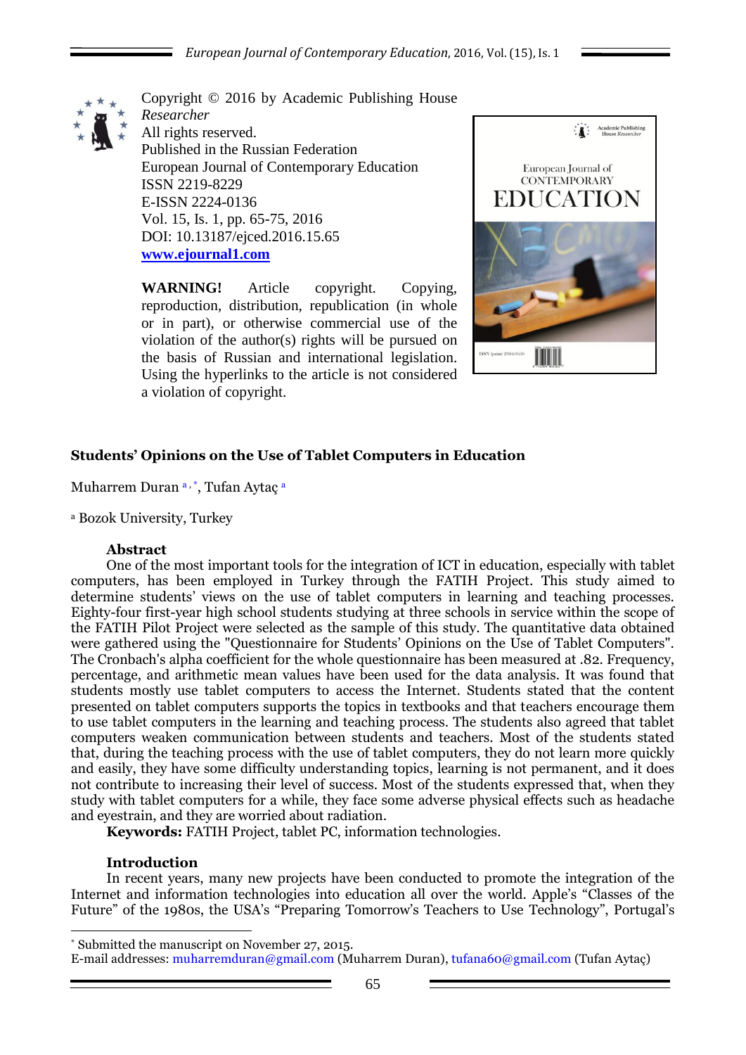Copyright © 2016 by Academic Publishing House *Researcher*
All rights reserved.
Published in the Russian Federation
European Journal of Contemporary Education
ISSN 2219-8229
E-ISSN 2224-0136
Vol. 15, Is. 1, pp. 65-75, 2016
DOI: 10.13187/ejced.2016.15.65
**www.ejournal1.com**

**WARNING!** Article copyright. Copying, reproduction, distribution, republication (in whole or in part), or otherwise commercial use of the violation of the author(s) rights will be pursued on the basis of Russian and international legislation. Using the hyperlinks to the article is not considered a violation of copyright.

# Students' Opinions on the Use of Tablet Computers in Education

Muharrem Duran [a,*], Tufan Aytaç [a]

[a] Bozok University, Turkey

## Abstract

One of the most important tools for the integration of ICT in education, especially with tablet computers, has been employed in Turkey through the FATIH Project. This study aimed to determine students' views on the use of tablet computers in learning and teaching processes. Eighty-four first-year high school students studying at three schools in service within the scope of the FATIH Pilot Project were selected as the sample of this study. The quantitative data obtained were gathered using the "Questionnaire for Students' Opinions on the Use of Tablet Computers". The Cronbach's alpha coefficient for the whole questionnaire has been measured at .82. Frequency, percentage, and arithmetic mean values have been used for the data analysis. It was found that students mostly use tablet computers to access the Internet. Students stated that the content presented on tablet computers supports the topics in textbooks and that teachers encourage them to use tablet computers in the learning and teaching process. The students also agreed that tablet computers weaken communication between students and teachers. Most of the students stated that, during the teaching process with the use of tablet computers, they do not learn more quickly and easily, they have some difficulty understanding topics, learning is not permanent, and it does not contribute to increasing their level of success. Most of the students expressed that, when they study with tablet computers for a while, they face some adverse physical effects such as headache and eyestrain, and they are worried about radiation.

**Keywords:** FATIH Project, tablet PC, information technologies.

## Introduction

In recent years, many new projects have been conducted to promote the integration of the Internet and information technologies into education all over the world. Apple's "Classes of the Future" of the 1980s, the USA's "Preparing Tomorrow's Teachers to Use Technology", Portugal's

---

[*] Submitted the manuscript on November 27, 2015.
E-mail addresses: muharremduran@gmail.com (Muharrem Duran), tufana60@gmail.com (Tufan Aytaç)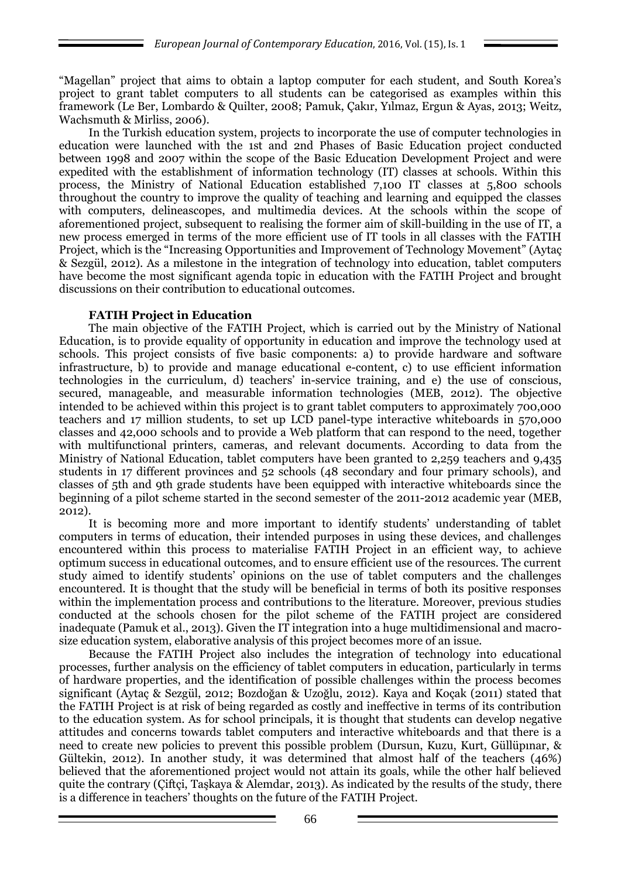"Magellan" project that aims to obtain a laptop computer for each student, and South Korea's project to grant tablet computers to all students can be categorised as examples within this framework (Le Ber, Lombardo & Quilter, 2008; Pamuk, Çakır, Yılmaz, Ergun & Ayas, 2013; Weitz, Wachsmuth & Mirliss, 2006).

In the Turkish education system, projects to incorporate the use of computer technologies in education were launched with the 1st and 2nd Phases of Basic Education project conducted between 1998 and 2007 within the scope of the Basic Education Development Project and were expedited with the establishment of information technology (IT) classes at schools. Within this process, the Ministry of National Education established 7,100 IT classes at 5,800 schools throughout the country to improve the quality of teaching and learning and equipped the classes with computers, delineascopes, and multimedia devices. At the schools within the scope of aforementioned project, subsequent to realising the former aim of skill-building in the use of IT, a new process emerged in terms of the more efficient use of IT tools in all classes with the FATIH Project, which is the "Increasing Opportunities and Improvement of Technology Movement" (Aytaç & Sezgül, 2012). As a milestone in the integration of technology into education, tablet computers have become the most significant agenda topic in education with the FATIH Project and brought discussions on their contribution to educational outcomes.

**FATIH Project in Education**

The main objective of the FATIH Project, which is carried out by the Ministry of National Education, is to provide equality of opportunity in education and improve the technology used at schools. This project consists of five basic components: a) to provide hardware and software infrastructure, b) to provide and manage educational e-content, c) to use efficient information technologies in the curriculum, d) teachers' in-service training, and e) the use of conscious, secured, manageable, and measurable information technologies (MEB, 2012). The objective intended to be achieved within this project is to grant tablet computers to approximately 700,000 teachers and 17 million students, to set up LCD panel-type interactive whiteboards in 570,000 classes and 42,000 schools and to provide a Web platform that can respond to the need, together with multifunctional printers, cameras, and relevant documents. According to data from the Ministry of National Education, tablet computers have been granted to 2,259 teachers and 9,435 students in 17 different provinces and 52 schools (48 secondary and four primary schools), and classes of 5th and 9th grade students have been equipped with interactive whiteboards since the beginning of a pilot scheme started in the second semester of the 2011-2012 academic year (MEB, 2012).

It is becoming more and more important to identify students' understanding of tablet computers in terms of education, their intended purposes in using these devices, and challenges encountered within this process to materialise FATIH Project in an efficient way, to achieve optimum success in educational outcomes, and to ensure efficient use of the resources. The current study aimed to identify students' opinions on the use of tablet computers and the challenges encountered. It is thought that the study will be beneficial in terms of both its positive responses within the implementation process and contributions to the literature. Moreover, previous studies conducted at the schools chosen for the pilot scheme of the FATIH project are considered inadequate (Pamuk et al., 2013). Given the IT integration into a huge multidimensional and macro-size education system, elaborative analysis of this project becomes more of an issue.

Because the FATIH Project also includes the integration of technology into educational processes, further analysis on the efficiency of tablet computers in education, particularly in terms of hardware properties, and the identification of possible challenges within the process becomes significant (Aytaç & Sezgül, 2012; Bozdoğan & Uzoğlu, 2012). Kaya and Koçak (2011) stated that the FATIH Project is at risk of being regarded as costly and ineffective in terms of its contribution to the education system. As for school principals, it is thought that students can develop negative attitudes and concerns towards tablet computers and interactive whiteboards and that there is a need to create new policies to prevent this possible problem (Dursun, Kuzu, Kurt, Güllüpınar, & Gültekin, 2012). In another study, it was determined that almost half of the teachers (46%) believed that the aforementioned project would not attain its goals, while the other half believed quite the contrary (Çiftçi, Taşkaya & Alemdar, 2013). As indicated by the results of the study, there is a difference in teachers' thoughts on the future of the FATIH Project.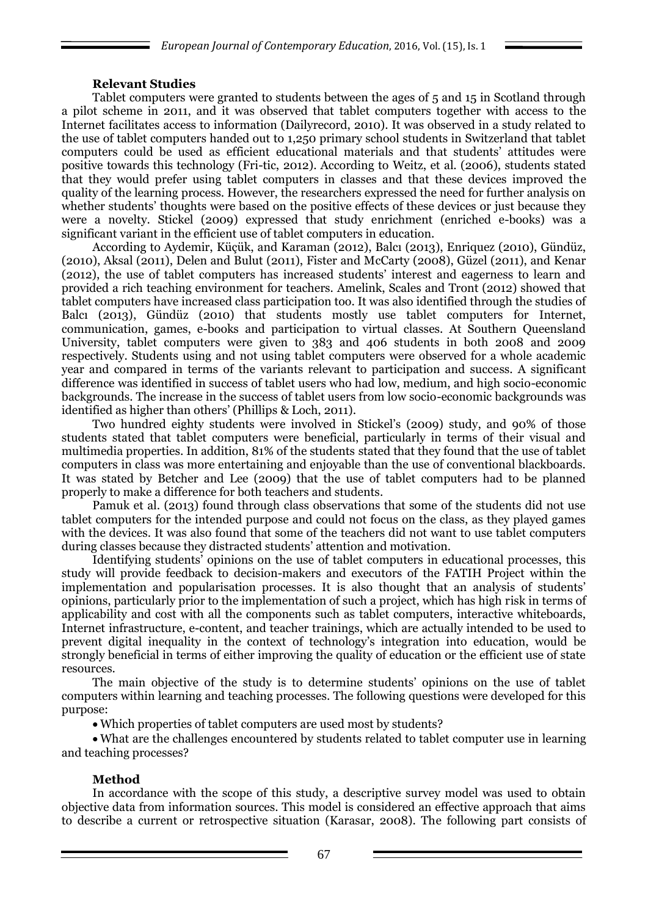### Relevant Studies

Tablet computers were granted to students between the ages of 5 and 15 in Scotland through a pilot scheme in 2011, and it was observed that tablet computers together with access to the Internet facilitates access to information (Dailyrecord, 2010). It was observed in a study related to the use of tablet computers handed out to 1,250 primary school students in Switzerland that tablet computers could be used as efficient educational materials and that students' attitudes were positive towards this technology (Fri-tic, 2012). According to Weitz, et al. (2006), students stated that they would prefer using tablet computers in classes and that these devices improved the quality of the learning process. However, the researchers expressed the need for further analysis on whether students' thoughts were based on the positive effects of these devices or just because they were a novelty. Stickel (2009) expressed that study enrichment (enriched e-books) was a significant variant in the efficient use of tablet computers in education.

According to Aydemir, Küçük, and Karaman (2012), Balcı (2013), Enriquez (2010), Gündüz, (2010), Aksal (2011), Delen and Bulut (2011), Fister and McCarty (2008), Güzel (2011), and Kenar (2012), the use of tablet computers has increased students' interest and eagerness to learn and provided a rich teaching environment for teachers. Amelink, Scales and Tront (2012) showed that tablet computers have increased class participation too. It was also identified through the studies of Balcı (2013), Gündüz (2010) that students mostly use tablet computers for Internet, communication, games, e-books and participation to virtual classes. At Southern Queensland University, tablet computers were given to 383 and 406 students in both 2008 and 2009 respectively. Students using and not using tablet computers were observed for a whole academic year and compared in terms of the variants relevant to participation and success. A significant difference was identified in success of tablet users who had low, medium, and high socio-economic backgrounds. The increase in the success of tablet users from low socio-economic backgrounds was identified as higher than others' (Phillips & Loch, 2011).

Two hundred eighty students were involved in Stickel's (2009) study, and 90% of those students stated that tablet computers were beneficial, particularly in terms of their visual and multimedia properties. In addition, 81% of the students stated that they found that the use of tablet computers in class was more entertaining and enjoyable than the use of conventional blackboards. It was stated by Betcher and Lee (2009) that the use of tablet computers had to be planned properly to make a difference for both teachers and students.

Pamuk et al. (2013) found through class observations that some of the students did not use tablet computers for the intended purpose and could not focus on the class, as they played games with the devices. It was also found that some of the teachers did not want to use tablet computers during classes because they distracted students' attention and motivation.

Identifying students' opinions on the use of tablet computers in educational processes, this study will provide feedback to decision-makers and executors of the FATIH Project within the implementation and popularisation processes. It is also thought that an analysis of students' opinions, particularly prior to the implementation of such a project, which has high risk in terms of applicability and cost with all the components such as tablet computers, interactive whiteboards, Internet infrastructure, e-content, and teacher trainings, which are actually intended to be used to prevent digital inequality in the context of technology's integration into education, would be strongly beneficial in terms of either improving the quality of education or the efficient use of state resources.

The main objective of the study is to determine students' opinions on the use of tablet computers within learning and teaching processes. The following questions were developed for this purpose:

- Which properties of tablet computers are used most by students?
- What are the challenges encountered by students related to tablet computer use in learning and teaching processes?

### Method

In accordance with the scope of this study, a descriptive survey model was used to obtain objective data from information sources. This model is considered an effective approach that aims to describe a current or retrospective situation (Karasar, 2008). The following part consists of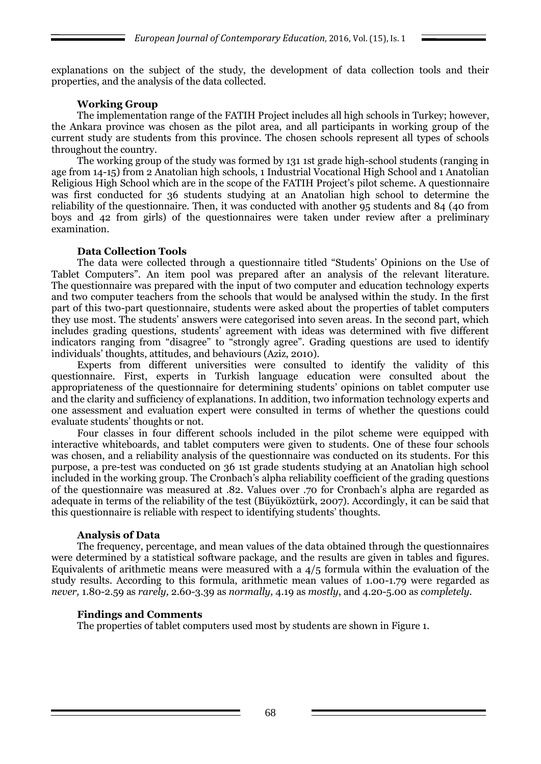explanations on the subject of the study, the development of data collection tools and their properties, and the analysis of the data collected.

### Working Group

The implementation range of the FATIH Project includes all high schools in Turkey; however, the Ankara province was chosen as the pilot area, and all participants in working group of the current study are students from this province. The chosen schools represent all types of schools throughout the country.

The working group of the study was formed by 131 1st grade high-school students (ranging in age from 14-15) from 2 Anatolian high schools, 1 Industrial Vocational High School and 1 Anatolian Religious High School which are in the scope of the FATIH Project's pilot scheme. A questionnaire was first conducted for 36 students studying at an Anatolian high school to determine the reliability of the questionnaire. Then, it was conducted with another 95 students and 84 (40 from boys and 42 from girls) of the questionnaires were taken under review after a preliminary examination.

### Data Collection Tools

The data were collected through a questionnaire titled "Students' Opinions on the Use of Tablet Computers". An item pool was prepared after an analysis of the relevant literature. The questionnaire was prepared with the input of two computer and education technology experts and two computer teachers from the schools that would be analysed within the study. In the first part of this two-part questionnaire, students were asked about the properties of tablet computers they use most. The students' answers were categorised into seven areas. In the second part, which includes grading questions, students' agreement with ideas was determined with five different indicators ranging from "disagree" to "strongly agree". Grading questions are used to identify individuals' thoughts, attitudes, and behaviours (Aziz, 2010).

Experts from different universities were consulted to identify the validity of this questionnaire. First, experts in Turkish language education were consulted about the appropriateness of the questionnaire for determining students' opinions on tablet computer use and the clarity and sufficiency of explanations. In addition, two information technology experts and one assessment and evaluation expert were consulted in terms of whether the questions could evaluate students' thoughts or not.

Four classes in four different schools included in the pilot scheme were equipped with interactive whiteboards, and tablet computers were given to students. One of these four schools was chosen, and a reliability analysis of the questionnaire was conducted on its students. For this purpose, a pre-test was conducted on 36 1st grade students studying at an Anatolian high school included in the working group. The Cronbach's alpha reliability coefficient of the grading questions of the questionnaire was measured at .82. Values over .70 for Cronbach's alpha are regarded as adequate in terms of the reliability of the test (Büyüköztürk, 2007). Accordingly, it can be said that this questionnaire is reliable with respect to identifying students' thoughts.

### Analysis of Data

The frequency, percentage, and mean values of the data obtained through the questionnaires were determined by a statistical software package, and the results are given in tables and figures. Equivalents of arithmetic means were measured with a 4/5 formula within the evaluation of the study results. According to this formula, arithmetic mean values of 1.00-1.79 were regarded as *never,* 1.80-2.59 as *rarely,* 2.60-3.39 as *normally,* 4.19 as *mostly*, and 4.20-5.00 as *completely*.

### Findings and Comments

The properties of tablet computers used most by students are shown in Figure 1.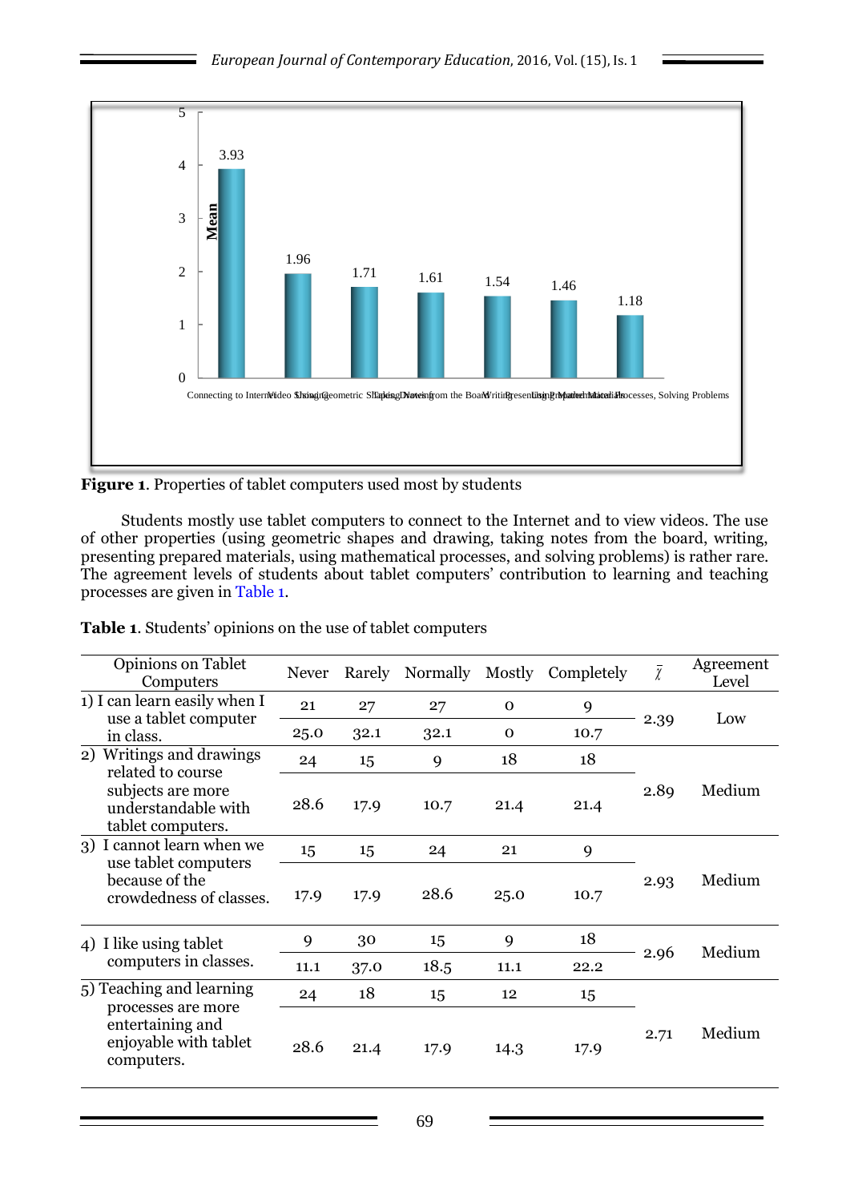**Figure 1**. Properties of tablet computers used most by students

Students mostly use tablet computers to connect to the Internet and to view videos. The use of other properties (using geometric shapes and drawing, taking notes from the board, writing, presenting prepared materials, using mathematical processes, and solving problems) is rather rare. The agreement levels of students about tablet computers' contribution to learning and teaching processes are given in Table 1.

**Table 1**. Students' opinions on the use of tablet computers

| Opinions on Tablet Computers | Never | Rarely | Normally | Mostly | Completely | $\bar{\chi}$ | Agreement Level |
|---|---|---|---|---|---|---|---|
| 1) I can learn easily when I use a tablet computer in class. | 21 | 27 | 27 | 0 | 9 | 2.39 | Low |
| | 25.0 | 32.1 | 32.1 | 0 | 10.7 | | |
| 2) Writings and drawings related to course subjects are more understandable with tablet computers. | 24 | 15 | 9 | 18 | 18 | 2.89 | Medium |
| | 28.6 | 17.9 | 10.7 | 21.4 | 21.4 | | |
| 3) I cannot learn when we use tablet computers because of the crowdedness of classes. | 15 | 15 | 24 | 21 | 9 | 2.93 | Medium |
| | 17.9 | 17.9 | 28.6 | 25.0 | 10.7 | | |
| 4) I like using tablet computers in classes. | 9 | 30 | 15 | 9 | 18 | 2.96 | Medium |
| | 11.1 | 37.0 | 18.5 | 11.1 | 22.2 | | |
| 5) Teaching and learning processes are more entertaining and enjoyable with tablet computers. | 24 | 18 | 15 | 12 | 15 | 2.71 | Medium |
| | 28.6 | 21.4 | 17.9 | 14.3 | 17.9 | | |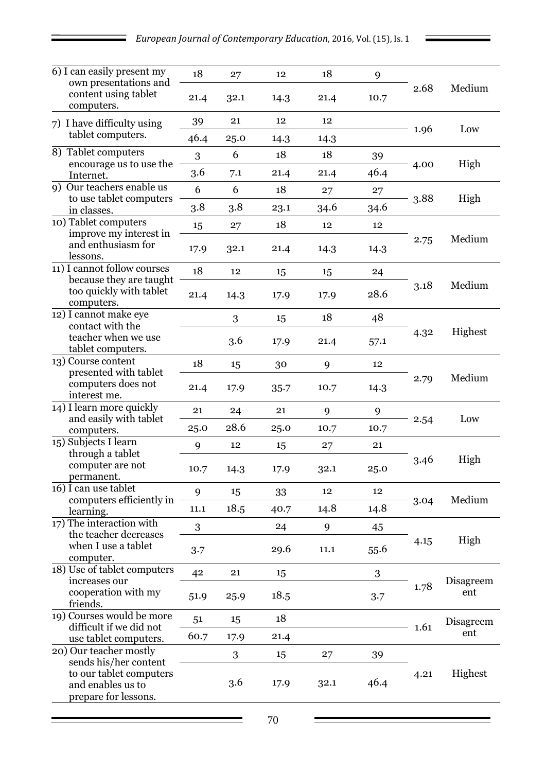| | | | | | | | |
|---|---|---|---|---|---|---|---|
| 6) I can easily present my own presentations and content using tablet computers. | 18 | 27 | 12 | 18 | 9 | 2.68 | Medium |
| | 21.4 | 32.1 | 14.3 | 21.4 | 10.7 | | |
| 7) I have difficulty using tablet computers. | 39 | 21 | 12 | 12 | | 1.96 | Low |
| | 46.4 | 25.0 | 14.3 | 14.3 | | | |
| 8) Tablet computers encourage us to use the Internet. | 3 | 6 | 18 | 18 | 39 | 4.00 | High |
| | 3.6 | 7.1 | 21.4 | 21.4 | 46.4 | | |
| 9) Our teachers enable us to use tablet computers in classes. | 6 | 6 | 18 | 27 | 27 | 3.88 | High |
| | 3.8 | 3.8 | 23.1 | 34.6 | 34.6 | | |
| 10) Tablet computers improve my interest in and enthusiasm for lessons. | 15 | 27 | 18 | 12 | 12 | 2.75 | Medium |
| | 17.9 | 32.1 | 21.4 | 14.3 | 14.3 | | |
| 11) I cannot follow courses because they are taught too quickly with tablet computers. | 18 | 12 | 15 | 15 | 24 | 3.18 | Medium |
| | 21.4 | 14.3 | 17.9 | 17.9 | 28.6 | | |
| 12) I cannot make eye contact with the teacher when we use tablet computers. | | 3 | 15 | 18 | 48 | 4.32 | Highest |
| | | 3.6 | 17.9 | 21.4 | 57.1 | | |
| 13) Course content presented with tablet computers does not interest me. | 18 | 15 | 30 | 9 | 12 | 2.79 | Medium |
| | 21.4 | 17.9 | 35.7 | 10.7 | 14.3 | | |
| 14) I learn more quickly and easily with tablet computers. | 21 | 24 | 21 | 9 | 9 | 2.54 | Low |
| | 25.0 | 28.6 | 25.0 | 10.7 | 10.7 | | |
| 15) Subjects I learn through a tablet computer are not permanent. | 9 | 12 | 15 | 27 | 21 | 3.46 | High |
| | 10.7 | 14.3 | 17.9 | 32.1 | 25.0 | | |
| 16) I can use tablet computers efficiently in learning. | 9 | 15 | 33 | 12 | 12 | 3.04 | Medium |
| | 11.1 | 18.5 | 40.7 | 14.8 | 14.8 | | |
| 17) The interaction with the teacher decreases when I use a tablet computer. | 3 | | 24 | 9 | 45 | 4.15 | High |
| | 3.7 | | 29.6 | 11.1 | 55.6 | | |
| 18) Use of tablet computers increases our cooperation with my friends. | 42 | 21 | 15 | | 3 | 1.78 | Disagreement |
| | 51.9 | 25.9 | 18.5 | | 3.7 | | |
| 19) Courses would be more difficult if we did not use tablet computers. | 51 | 15 | 18 | | | 1.61 | Disagreement |
| | 60.7 | 17.9 | 21.4 | | | | |
| 20) Our teacher mostly sends his/her content to our tablet computers and enables us to prepare for lessons. | | 3 | 15 | 27 | 39 | 4.21 | Highest |
| | | 3.6 | 17.9 | 32.1 | 46.4 | | |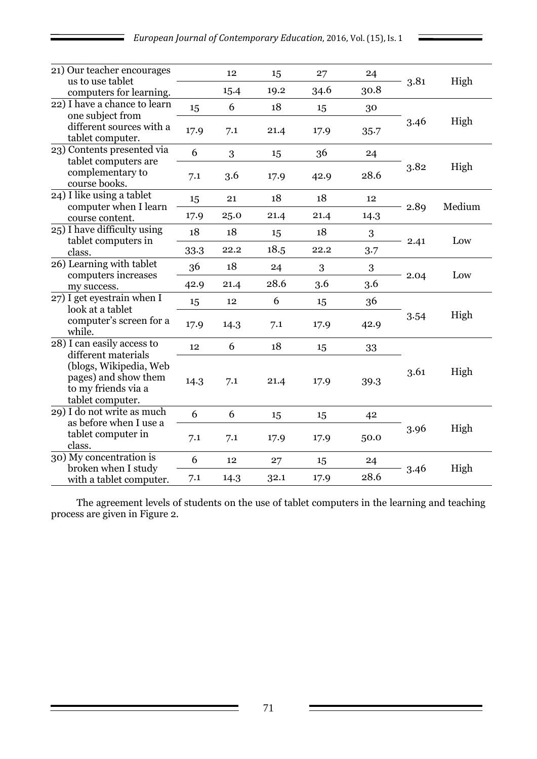| | | | | | | | |
|---|---|---|---|---|---|---|---|
| 21) Our teacher encourages us to use tablet computers for learning. | | 12 | 15 | 27 | 24 | 3.81 | High |
| | | 15.4 | 19.2 | 34.6 | 30.8 | | |
| 22) I have a chance to learn one subject from different sources with a tablet computer. | 15 | 6 | 18 | 15 | 30 | 3.46 | High |
| | 17.9 | 7.1 | 21.4 | 17.9 | 35.7 | | |
| 23) Contents presented via tablet computers are complementary to course books. | 6 | 3 | 15 | 36 | 24 | 3.82 | High |
| | 7.1 | 3.6 | 17.9 | 42.9 | 28.6 | | |
| 24) I like using a tablet computer when I learn course content. | 15 | 21 | 18 | 18 | 12 | 2.89 | Medium |
| | 17.9 | 25.0 | 21.4 | 21.4 | 14.3 | | |
| 25) I have difficulty using tablet computers in class. | 18 | 18 | 15 | 18 | 3 | 2.41 | Low |
| | 33.3 | 22.2 | 18.5 | 22.2 | 3.7 | | |
| 26) Learning with tablet computers increases my success. | 36 | 18 | 24 | 3 | 3 | 2.04 | Low |
| | 42.9 | 21.4 | 28.6 | 3.6 | 3.6 | | |
| 27) I get eyestrain when I look at a tablet computer's screen for a while. | 15 | 12 | 6 | 15 | 36 | 3.54 | High |
| | 17.9 | 14.3 | 7.1 | 17.9 | 42.9 | | |
| 28) I can easily access to different materials (blogs, Wikipedia, Web pages) and show them to my friends via a tablet computer. | 12 | 6 | 18 | 15 | 33 | 3.61 | High |
| | 14.3 | 7.1 | 21.4 | 17.9 | 39.3 | | |
| 29) I do not write as much as before when I use a tablet computer in class. | 6 | 6 | 15 | 15 | 42 | 3.96 | High |
| | 7.1 | 7.1 | 17.9 | 17.9 | 50.0 | | |
| 30) My concentration is broken when I study with a tablet computer. | 6 | 12 | 27 | 15 | 24 | 3.46 | High |
| | 7.1 | 14.3 | 32.1 | 17.9 | 28.6 | | |

The agreement levels of students on the use of tablet computers in the learning and teaching process are given in Figure 2.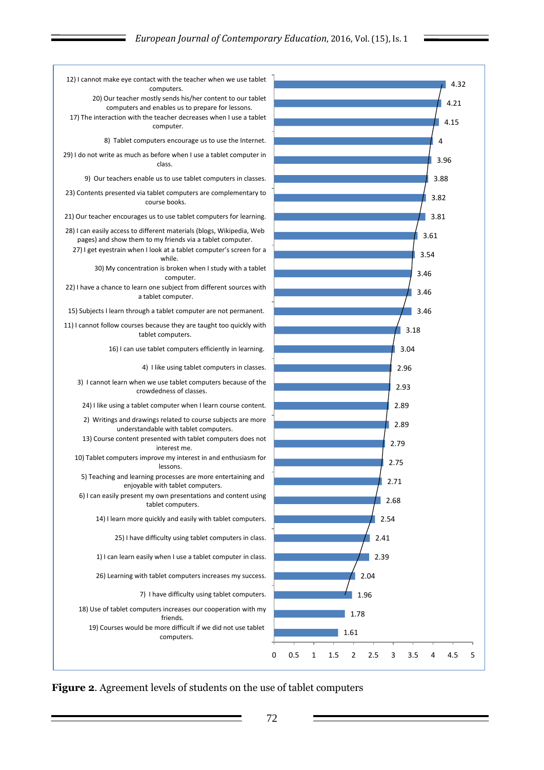| Item | Value |
|---|---|
| 12) I cannot make eye contact with the teacher when we use tablet computers. | 4.32 |
| 20) Our teacher mostly sends his/her content to our tablet computers and enables us to prepare for lessons. | 4.21 |
| 17) The interaction with the teacher decreases when I use a tablet computer. | 4.15 |
| 8) Tablet computers encourage us to use the Internet. | 4 |
| 29) I do not write as much as before when I use a tablet computer in class. | 3.96 |
| 9) Our teachers enable us to use tablet computers in classes. | 3.88 |
| 23) Contents presented via tablet computers are complementary to course books. | 3.82 |
| 21) Our teacher encourages us to use tablet computers for learning. | 3.81 |
| 28) I can easily access to different materials (blogs, Wikipedia, Web pages) and show them to my friends via a tablet computer. | 3.61 |
| 27) I get eyestrain when I look at a tablet computer's screen for a while. | 3.54 |
| 30) My concentration is broken when I study with a tablet computer. | 3.46 |
| 22) I have a chance to learn one subject from different sources with a tablet computer. | 3.46 |
| 15) Subjects I learn through a tablet computer are not permanent. | 3.46 |
| 11) I cannot follow courses because they are taught too quickly with tablet computers. | 3.18 |
| 16) I can use tablet computers efficiently in learning. | 3.04 |
| 4) I like using tablet computers in classes. | 2.96 |
| 3) I cannot learn when we use tablet computers because of the crowdedness of classes. | 2.93 |
| 24) I like using a tablet computer when I learn course content. | 2.89 |
| 2) Writings and drawings related to course subjects are more understandable with tablet computers. | 2.89 |
| 13) Course content presented with tablet computers does not interest me. | 2.79 |
| 10) Tablet computers improve my interest in and enthusiasm for lessons. | 2.75 |
| 5) Teaching and learning processes are more entertaining and enjoyable with tablet computers. | 2.71 |
| 6) I can easily present my own presentations and content using tablet computers. | 2.68 |
| 14) I learn more quickly and easily with tablet computers. | 2.54 |
| 25) I have difficulty using tablet computers in class. | 2.41 |
| 1) I can learn easily when I use a tablet computer in class. | 2.39 |
| 26) Learning with tablet computers increases my success. | 2.04 |
| 7) I have difficulty using tablet computers. | 1.96 |
| 18) Use of tablet computers increases our cooperation with my friends. | 1.78 |
| 19) Courses would be more difficult if we did not use tablet computers. | 1.61 |

**Figure 2**. Agreement levels of students on the use of tablet computers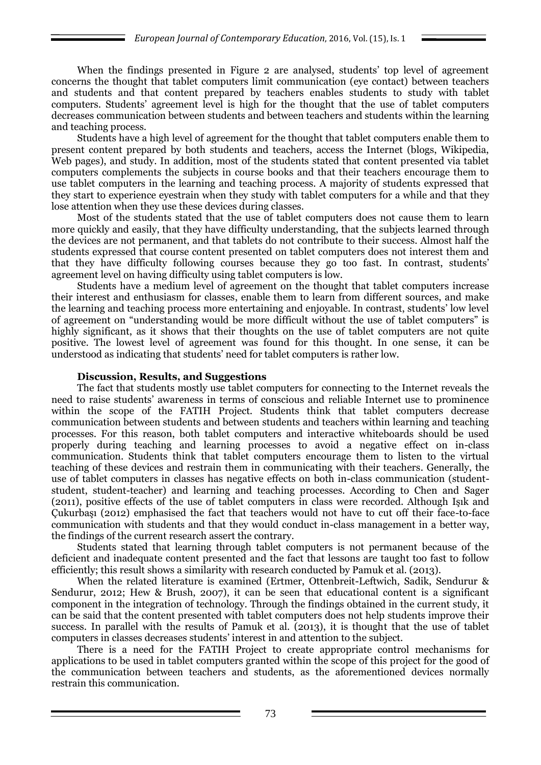When the findings presented in Figure 2 are analysed, students' top level of agreement concerns the thought that tablet computers limit communication (eye contact) between teachers and students and that content prepared by teachers enables students to study with tablet computers. Students' agreement level is high for the thought that the use of tablet computers decreases communication between students and between teachers and students within the learning and teaching process.

Students have a high level of agreement for the thought that tablet computers enable them to present content prepared by both students and teachers, access the Internet (blogs, Wikipedia, Web pages), and study. In addition, most of the students stated that content presented via tablet computers complements the subjects in course books and that their teachers encourage them to use tablet computers in the learning and teaching process. A majority of students expressed that they start to experience eyestrain when they study with tablet computers for a while and that they lose attention when they use these devices during classes.

Most of the students stated that the use of tablet computers does not cause them to learn more quickly and easily, that they have difficulty understanding, that the subjects learned through the devices are not permanent, and that tablets do not contribute to their success. Almost half the students expressed that course content presented on tablet computers does not interest them and that they have difficulty following courses because they go too fast. In contrast, students' agreement level on having difficulty using tablet computers is low.

Students have a medium level of agreement on the thought that tablet computers increase their interest and enthusiasm for classes, enable them to learn from different sources, and make the learning and teaching process more entertaining and enjoyable. In contrast, students' low level of agreement on "understanding would be more difficult without the use of tablet computers" is highly significant, as it shows that their thoughts on the use of tablet computers are not quite positive. The lowest level of agreement was found for this thought. In one sense, it can be understood as indicating that students' need for tablet computers is rather low.

## Discussion, Results, and Suggestions

The fact that students mostly use tablet computers for connecting to the Internet reveals the need to raise students' awareness in terms of conscious and reliable Internet use to prominence within the scope of the FATIH Project. Students think that tablet computers decrease communication between students and between students and teachers within learning and teaching processes. For this reason, both tablet computers and interactive whiteboards should be used properly during teaching and learning processes to avoid a negative effect on in-class communication. Students think that tablet computers encourage them to listen to the virtual teaching of these devices and restrain them in communicating with their teachers. Generally, the use of tablet computers in classes has negative effects on both in-class communication (student-student, student-teacher) and learning and teaching processes. According to Chen and Sager (2011), positive effects of the use of tablet computers in class were recorded. Although Işık and Çukurbaşı (2012) emphasised the fact that teachers would not have to cut off their face-to-face communication with students and that they would conduct in-class management in a better way, the findings of the current research assert the contrary.

Students stated that learning through tablet computers is not permanent because of the deficient and inadequate content presented and the fact that lessons are taught too fast to follow efficiently; this result shows a similarity with research conducted by Pamuk et al. (2013).

When the related literature is examined (Ertmer, Ottenbreit-Leftwich, Sadik, Sendurur & Sendurur, 2012; Hew & Brush, 2007), it can be seen that educational content is a significant component in the integration of technology. Through the findings obtained in the current study, it can be said that the content presented with tablet computers does not help students improve their success. In parallel with the results of Pamuk et al. (2013), it is thought that the use of tablet computers in classes decreases students' interest in and attention to the subject.

There is a need for the FATIH Project to create appropriate control mechanisms for applications to be used in tablet computers granted within the scope of this project for the good of the communication between teachers and students, as the aforementioned devices normally restrain this communication.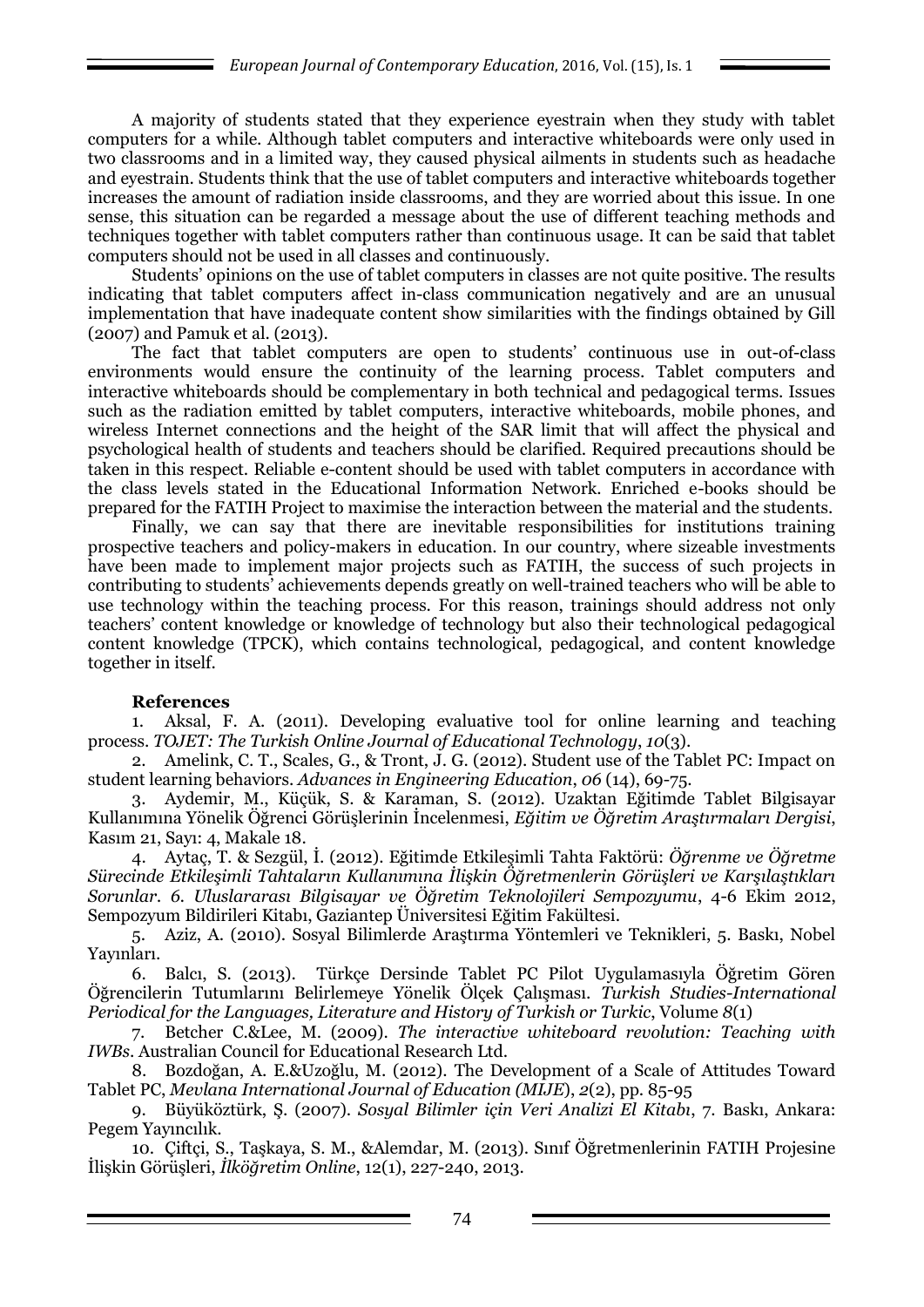A majority of students stated that they experience eyestrain when they study with tablet computers for a while. Although tablet computers and interactive whiteboards were only used in two classrooms and in a limited way, they caused physical ailments in students such as headache and eyestrain. Students think that the use of tablet computers and interactive whiteboards together increases the amount of radiation inside classrooms, and they are worried about this issue. In one sense, this situation can be regarded a message about the use of different teaching methods and techniques together with tablet computers rather than continuous usage. It can be said that tablet computers should not be used in all classes and continuously.

Students' opinions on the use of tablet computers in classes are not quite positive. The results indicating that tablet computers affect in-class communication negatively and are an unusual implementation that have inadequate content show similarities with the findings obtained by Gill (2007) and Pamuk et al. (2013).

The fact that tablet computers are open to students' continuous use in out-of-class environments would ensure the continuity of the learning process. Tablet computers and interactive whiteboards should be complementary in both technical and pedagogical terms. Issues such as the radiation emitted by tablet computers, interactive whiteboards, mobile phones, and wireless Internet connections and the height of the SAR limit that will affect the physical and psychological health of students and teachers should be clarified. Required precautions should be taken in this respect. Reliable e-content should be used with tablet computers in accordance with the class levels stated in the Educational Information Network. Enriched e-books should be prepared for the FATIH Project to maximise the interaction between the material and the students.

Finally, we can say that there are inevitable responsibilities for institutions training prospective teachers and policy-makers in education. In our country, where sizeable investments have been made to implement major projects such as FATIH, the success of such projects in contributing to students' achievements depends greatly on well-trained teachers who will be able to use technology within the teaching process. For this reason, trainings should address not only teachers' content knowledge or knowledge of technology but also their technological pedagogical content knowledge (TPCK), which contains technological, pedagogical, and content knowledge together in itself.

**References**

1. Aksal, F. A. (2011). Developing evaluative tool for online learning and teaching process. *TOJET: The Turkish Online Journal of Educational Technology*, *10*(3).
2. Amelink, C. T., Scales, G., & Tront, J. G. (2012). Student use of the Tablet PC: Impact on student learning behaviors. *Advances in Engineering Education*, *06* (14), 69-75.
3. Aydemir, M., Küçük, S. & Karaman, S. (2012). Uzaktan Eğitimde Tablet Bilgisayar Kullanımına Yönelik Öğrenci Görüşlerinin İncelenmesi, *Eğitim ve Öğretim Araştırmaları Dergisi*, Kasım 21, Sayı: 4, Makale 18.
4. Aytaç, T. & Sezgül, İ. (2012). Eğitimde Etkileşimli Tahta Faktörü: *Öğrenme ve Öğretme Sürecinde Etkileşimli Tahtaların Kullanımına İlişkin Öğretmenlerin Görüşleri ve Karşılaştıkları Sorunlar*. *6. Uluslararası Bilgisayar ve Öğretim Teknolojileri Sempozyumu*, 4-6 Ekim 2012, Sempozyum Bildirileri Kitabı, Gaziantep Üniversitesi Eğitim Fakültesi.
5. Aziz, A. (2010). Sosyal Bilimlerde Araştırma Yöntemleri ve Teknikleri, 5. Baskı, Nobel Yayınları.
6. Balcı, S. (2013). Türkçe Dersinde Tablet PC Pilot Uygulamasıyla Öğretim Gören Öğrencilerin Tutumlarını Belirlemeye Yönelik Ölçek Çalışması. *Turkish Studies-International Periodical for the Languages, Literature and History of Turkish or Turkic*, Volume *8*(1)
7. Betcher C.&Lee, M. (2009). *The interactive whiteboard revolution: Teaching with IWBs*. Australian Council for Educational Research Ltd.
8. Bozdoğan, A. E.&Uzoğlu, M. (2012). The Development of a Scale of Attitudes Toward Tablet PC, *Mevlana International Journal of Education (MIJE)*, *2*(2), pp. 85-95
9. Büyüköztürk, Ş. (2007). *Sosyal Bilimler için Veri Analizi El Kitabı*, 7. Baskı, Ankara: Pegem Yayıncılık.
10. Çiftçi, S., Taşkaya, S. M., &Alemdar, M. (2013). Sınıf Öğretmenlerinin FATIH Projesine İlişkin Görüşleri, *İlköğretim Online*, 12(1), 227-240, 2013.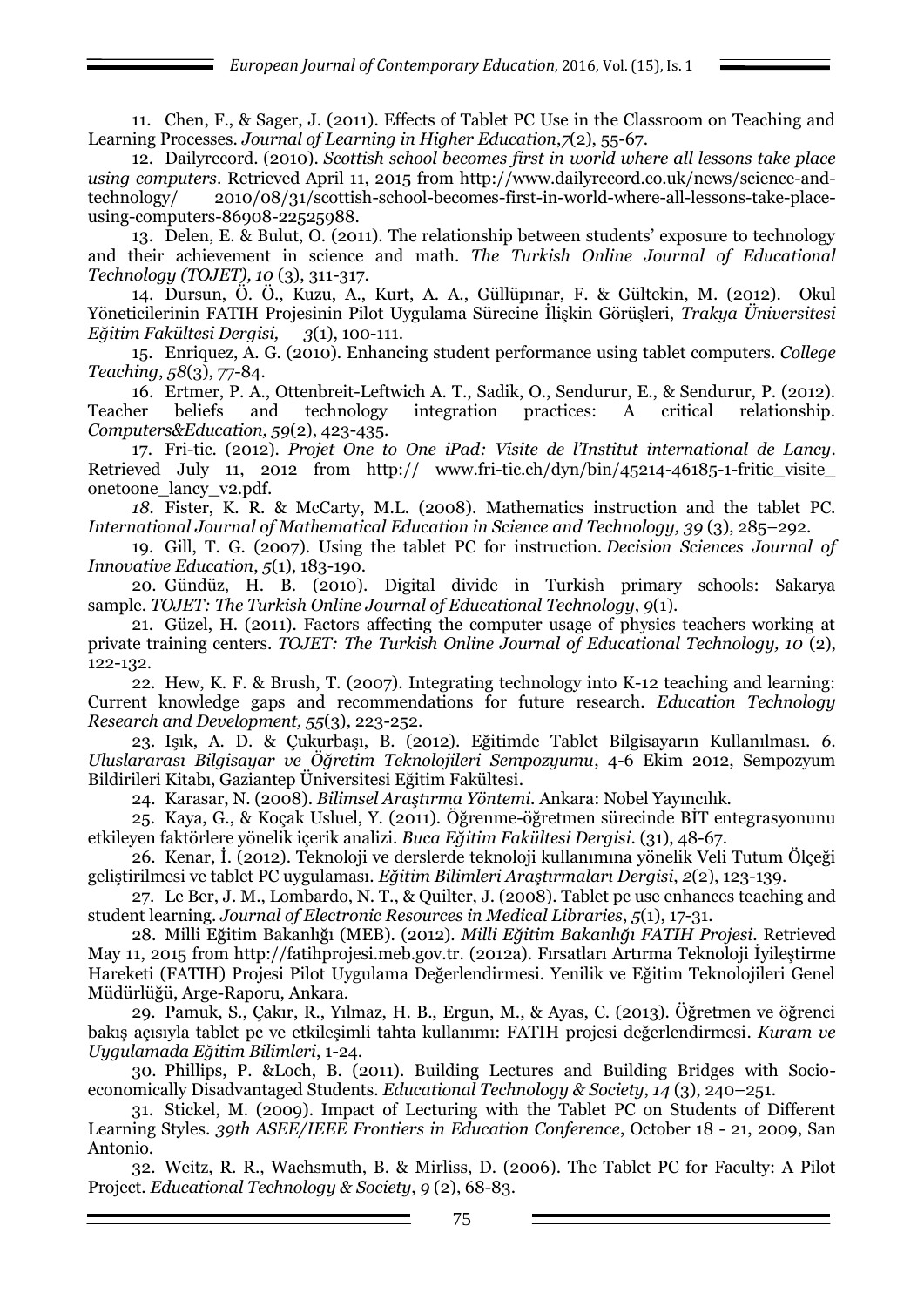11. Chen, F., & Sager, J. (2011). Effects of Tablet PC Use in the Classroom on Teaching and Learning Processes. *Journal of Learning in Higher Education*,*7*(2), 55-67.

12. Dailyrecord. (2010). *Scottish school becomes first in world where all lessons take place using computers.* Retrieved April 11, 2015 from http://www.dailyrecord.co.uk/news/science-and-technology/ 2010/08/31/scottish-school-becomes-first-in-world-where-all-lessons-take-place-using-computers-86908-22525988.

13. Delen, E. & Bulut, O. (2011). The relationship between students' exposure to technology and their achievement in science and math. *The Turkish Online Journal of Educational Technology (TOJET), 10* (3), 311-317.

14. Dursun, Ö. Ö., Kuzu, A., Kurt, A. A., Güllüpınar, F. & Gültekin, M. (2012). Okul Yöneticilerinin FATIH Projesinin Pilot Uygulama Sürecine İlişkin Görüşleri, *Trakya Üniversitesi Eğitim Fakültesi Dergisi, 3*(1), 100-111.

15. Enriquez, A. G. (2010). Enhancing student performance using tablet computers. *College Teaching*, *58*(3), 77-84.

16. Ertmer, P. A., Ottenbreit-Leftwich A. T., Sadik, O., Sendurur, E., & Sendurur, P. (2012). Teacher beliefs and technology integration practices: A critical relationship. *Computers&Education, 59*(2), 423-435.

17. Fri-tic. (2012). *Projet One to One iPad: Visite de l'Institut international de Lancy*. Retrieved July 11, 2012 from http:// www.fri-tic.ch/dyn/bin/45214-46185-1-fritic_visite_ onetoone_lancy_v2.pdf.

*18*. Fister, K. R. & McCarty, M.L. (2008). Mathematics instruction and the tablet PC. *International Journal of Mathematical Education in Science and Technology, 39* (3), 285–292.

19. Gill, T. G. (2007). Using the tablet PC for instruction. *Decision Sciences Journal of Innovative Education*, *5*(1), 183-190.

20. Gündüz, H. B. (2010). Digital divide in Turkish primary schools: Sakarya sample. *TOJET: The Turkish Online Journal of Educational Technology*, *9*(1).

21. Güzel, H. (2011). Factors affecting the computer usage of physics teachers working at private training centers. *TOJET: The Turkish Online Journal of Educational Technology, 10* (2), 122-132.

22. Hew, K. F. & Brush, T. (2007). Integrating technology into K-12 teaching and learning: Current knowledge gaps and recommendations for future research. *Education Technology Research and Development, 55*(3)*,* 223-252.

23. Işık, A. D. & Çukurbaşı, B. (2012). Eğitimde Tablet Bilgisayarın Kullanılması. *6. Uluslararası Bilgisayar ve Öğretim Teknolojileri Sempozyumu*, 4-6 Ekim 2012, Sempozyum Bildirileri Kitabı, Gaziantep Üniversitesi Eğitim Fakültesi.

24. Karasar, N. (2008). *Bilimsel Araştırma Yöntemi.* Ankara: Nobel Yayıncılık.

25. Kaya, G., & Koçak Usluel, Y. (2011). Öğrenme-öğretmen sürecinde BİT entegrasyonunu etkileyen faktörlere yönelik içerik analizi. *Buca Eğitim Fakültesi Dergisi.* (31), 48-67.

26. Kenar, İ. (2012). Teknoloji ve derslerde teknoloji kullanımına yönelik Veli Tutum Ölçeği geliştirilmesi ve tablet PC uygulaması. *Eğitim Bilimleri Araştırmaları Dergisi*, *2*(2), 123-139.

27. Le Ber, J. M., Lombardo, N. T., & Quilter, J. (2008). Tablet pc use enhances teaching and student learning. *Journal of Electronic Resources in Medical Libraries*, *5*(1), 17-31.

28. Milli Eğitim Bakanlığı (MEB). (2012). *Milli Eğitim Bakanlığı FATIH Projesi*. Retrieved May 11, 2015 from http://fatihprojesi.meb.gov.tr. (2012a). Fırsatları Artırma Teknoloji İyileştirme Hareketi (FATIH) Projesi Pilot Uygulama Değerlendirmesi. Yenilik ve Eğitim Teknolojileri Genel Müdürlüğü, Arge-Raporu, Ankara.

29. Pamuk, S., Çakır, R., Yılmaz, H. B., Ergun, M., & Ayas, C. (2013). Öğretmen ve öğrenci bakış açısıyla tablet pc ve etkileşimli tahta kullanımı: FATIH projesi değerlendirmesi. *Kuram ve Uygulamada Eğitim Bilimleri*, 1-24.

30. Phillips, P. &Loch, B. (2011). Building Lectures and Building Bridges with Socio-economically Disadvantaged Students. *Educational Technology & Society, 14* (3), 240–251.

31. Stickel, M. (2009). Impact of Lecturing with the Tablet PC on Students of Different Learning Styles. *39th ASEE/IEEE Frontiers in Education Conference*, October 18 - 21, 2009, San Antonio.

32. Weitz, R. R., Wachsmuth, B. & Mirliss, D. (2006). The Tablet PC for Faculty: A Pilot Project. *Educational Technology & Society*, *9* (2), 68-83.